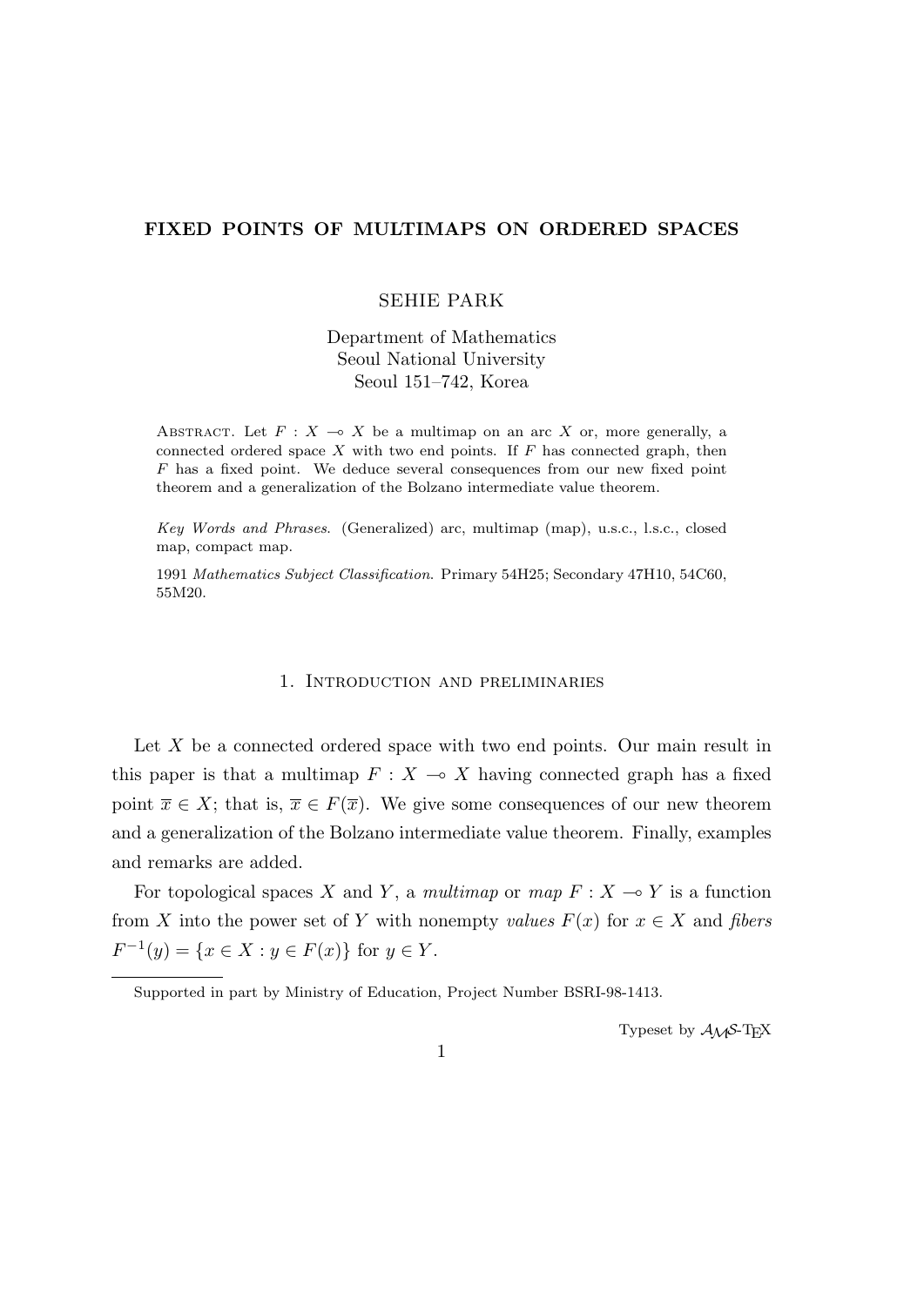# FIXED POINTS OF MULTIMAPS ON ORDERED SPACES

SEHIE PARK

Department of Mathematics
Seoul National University
Seoul 151–742, Korea

Abstract. Let $F : X \multimap X$ be a multimap on an arc $X$ or, more generally, a connected ordered space $X$ with two end points. If $F$ has connected graph, then $F$ has a fixed point. We deduce several consequences from our new fixed point theorem and a generalization of the Bolzano intermediate value theorem.

*Key Words and Phrases.* (Generalized) arc, multimap (map), u.s.c., l.s.c., closed map, compact map.

1991 *Mathematics Subject Classification*. Primary 54H25; Secondary 47H10, 54C60, 55M20.

## 1. Introduction and preliminaries

Let $X$ be a connected ordered space with two end points. Our main result in this paper is that a multimap $F : X \multimap X$ having connected graph has a fixed point $\overline{x} \in X$; that is, $\overline{x} \in F(\overline{x})$. We give some consequences of our new theorem and a generalization of the Bolzano intermediate value theorem. Finally, examples and remarks are added.

For topological spaces $X$ and $Y$, a *multimap* or *map* $F : X \multimap Y$ is a function from $X$ into the power set of $Y$ with nonempty *values* $F(x)$ for $x \in X$ and *fibers* $F^{-1}(y) = \{x \in X : y \in F(x)\}$ for $y \in Y$.

Supported in part by Ministry of Education, Project Number BSRI-98-1413.

Typeset by $\mathcal{A}\mathcal{M}\mathcal{S}$-TEX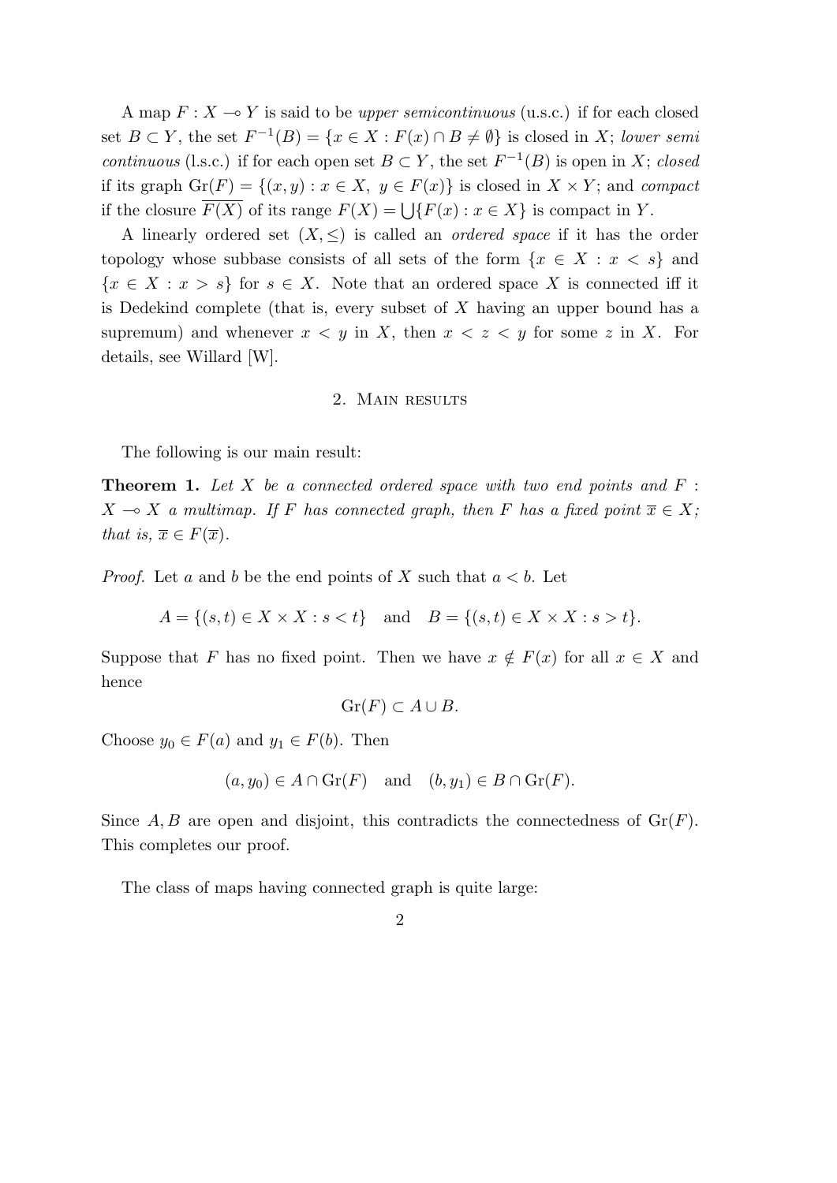A map $F : X \multimap Y$ is said to be *upper semicontinuous* (u.s.c.) if for each closed set $B \subset Y$, the set $F^{-1}(B) = \{x \in X : F(x) \cap B \neq \emptyset\}$ is closed in $X$; *lower semi continuous* (l.s.c.) if for each open set $B \subset Y$, the set $F^{-1}(B)$ is open in $X$; *closed* if its graph $\mathrm{Gr}(F) = \{(x, y) : x \in X,\ y \in F(x)\}$ is closed in $X \times Y$; and *compact* if the closure $\overline{F(X)}$ of its range $F(X) = \bigcup\{F(x) : x \in X\}$ is compact in $Y$.

A linearly ordered set $(X, \leq)$ is called an *ordered space* if it has the order topology whose subbase consists of all sets of the form $\{x \in X : x < s\}$ and $\{x \in X : x > s\}$ for $s \in X$. Note that an ordered space $X$ is connected iff it is Dedekind complete (that is, every subset of $X$ having an upper bound has a supremum) and whenever $x < y$ in $X$, then $x < z < y$ for some $z$ in $X$. For details, see Willard [W].

## 2. Main results

The following is our main result:

**Theorem 1.** *Let $X$ be a connected ordered space with two end points and $F : X \multimap X$ a multimap. If $F$ has connected graph, then $F$ has a fixed point $\overline{x} \in X$; that is, $\overline{x} \in F(\overline{x})$.*

*Proof.* Let $a$ and $b$ be the end points of $X$ such that $a < b$. Let

$$A = \{(s, t) \in X \times X : s < t\} \quad \text{and} \quad B = \{(s, t) \in X \times X : s > t\}.$$

Suppose that $F$ has no fixed point. Then we have $x \notin F(x)$ for all $x \in X$ and hence

$$\mathrm{Gr}(F) \subset A \cup B.$$

Choose $y_0 \in F(a)$ and $y_1 \in F(b)$. Then

$$(a, y_0) \in A \cap \mathrm{Gr}(F) \quad \text{and} \quad (b, y_1) \in B \cap \mathrm{Gr}(F).$$

Since $A, B$ are open and disjoint, this contradicts the connectedness of $\mathrm{Gr}(F)$. This completes our proof.

The class of maps having connected graph is quite large: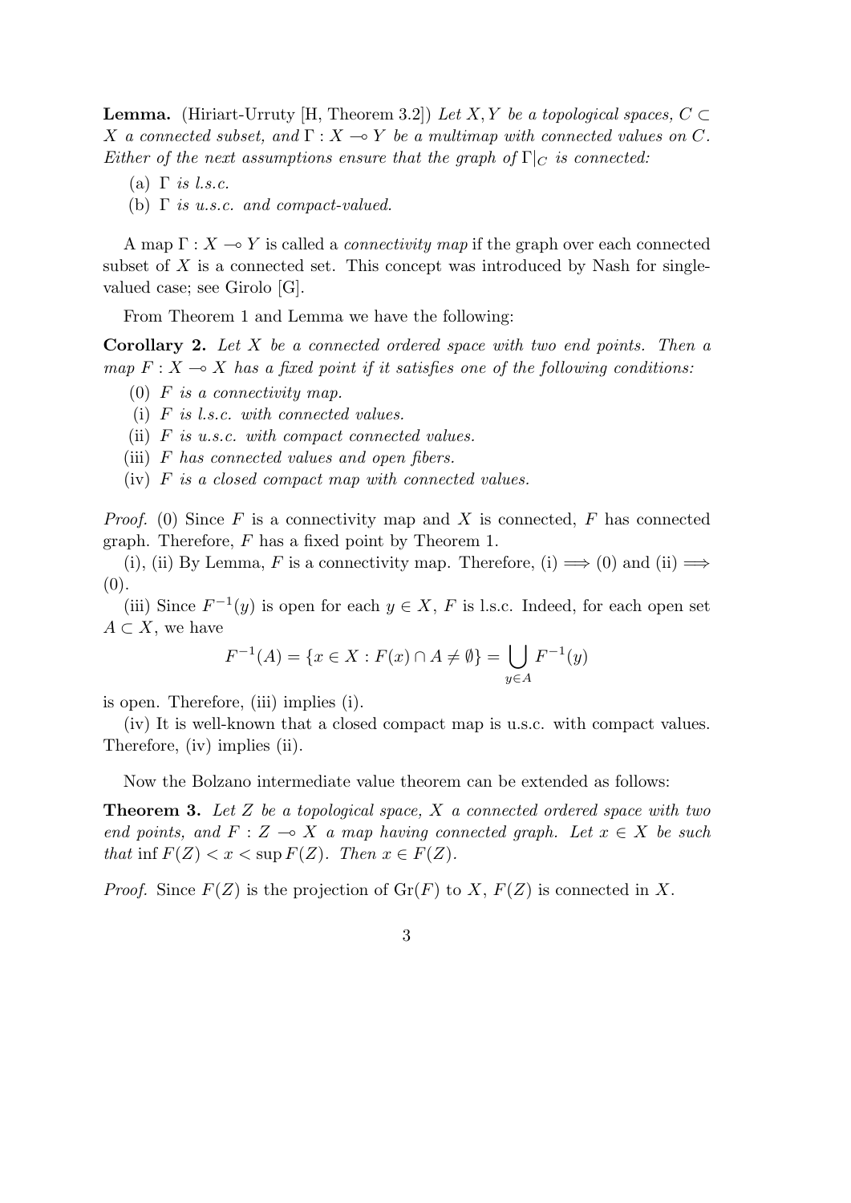**Lemma.** (Hiriart-Urruty [H, Theorem 3.2]) *Let $X, Y$ be a topological spaces, $C \subset X$ a connected subset, and $\Gamma : X \multimap Y$ be a multimap with connected values on $C$. Either of the next assumptions ensure that the graph of $\Gamma|_C$ is connected:*

(a) *$\Gamma$ is l.s.c.*

(b) *$\Gamma$ is u.s.c. and compact-valued.*

A map $\Gamma : X \multimap Y$ is called a *connectivity map* if the graph over each connected subset of $X$ is a connected set. This concept was introduced by Nash for single-valued case; see Girolo [G].

From Theorem 1 and Lemma we have the following:

**Corollary 2.** *Let $X$ be a connected ordered space with two end points. Then a map $F : X \multimap X$ has a fixed point if it satisfies one of the following conditions:*

(0) *$F$ is a connectivity map.*

(i) *$F$ is l.s.c. with connected values.*

(ii) *$F$ is u.s.c. with compact connected values.*

(iii) *$F$ has connected values and open fibers.*

(iv) *$F$ is a closed compact map with connected values.*

*Proof.* (0) Since $F$ is a connectivity map and $X$ is connected, $F$ has connected graph. Therefore, $F$ has a fixed point by Theorem 1.

(i), (ii) By Lemma, $F$ is a connectivity map. Therefore, (i) $\Longrightarrow$ (0) and (ii) $\Longrightarrow$ (0).

(iii) Since $F^{-1}(y)$ is open for each $y \in X$, $F$ is l.s.c. Indeed, for each open set $A \subset X$, we have

$$F^{-1}(A) = \{x \in X : F(x) \cap A \neq \emptyset\} = \bigcup_{y \in A} F^{-1}(y)$$

is open. Therefore, (iii) implies (i).

(iv) It is well-known that a closed compact map is u.s.c. with compact values. Therefore, (iv) implies (ii).

Now the Bolzano intermediate value theorem can be extended as follows:

**Theorem 3.** *Let $Z$ be a topological space, $X$ a connected ordered space with two end points, and $F : Z \multimap X$ a map having connected graph. Let $x \in X$ be such that* $\inf F(Z) < x < \sup F(Z)$. *Then $x \in F(Z)$.*

*Proof.* Since $F(Z)$ is the projection of $\mathrm{Gr}(F)$ to $X$, $F(Z)$ is connected in $X$.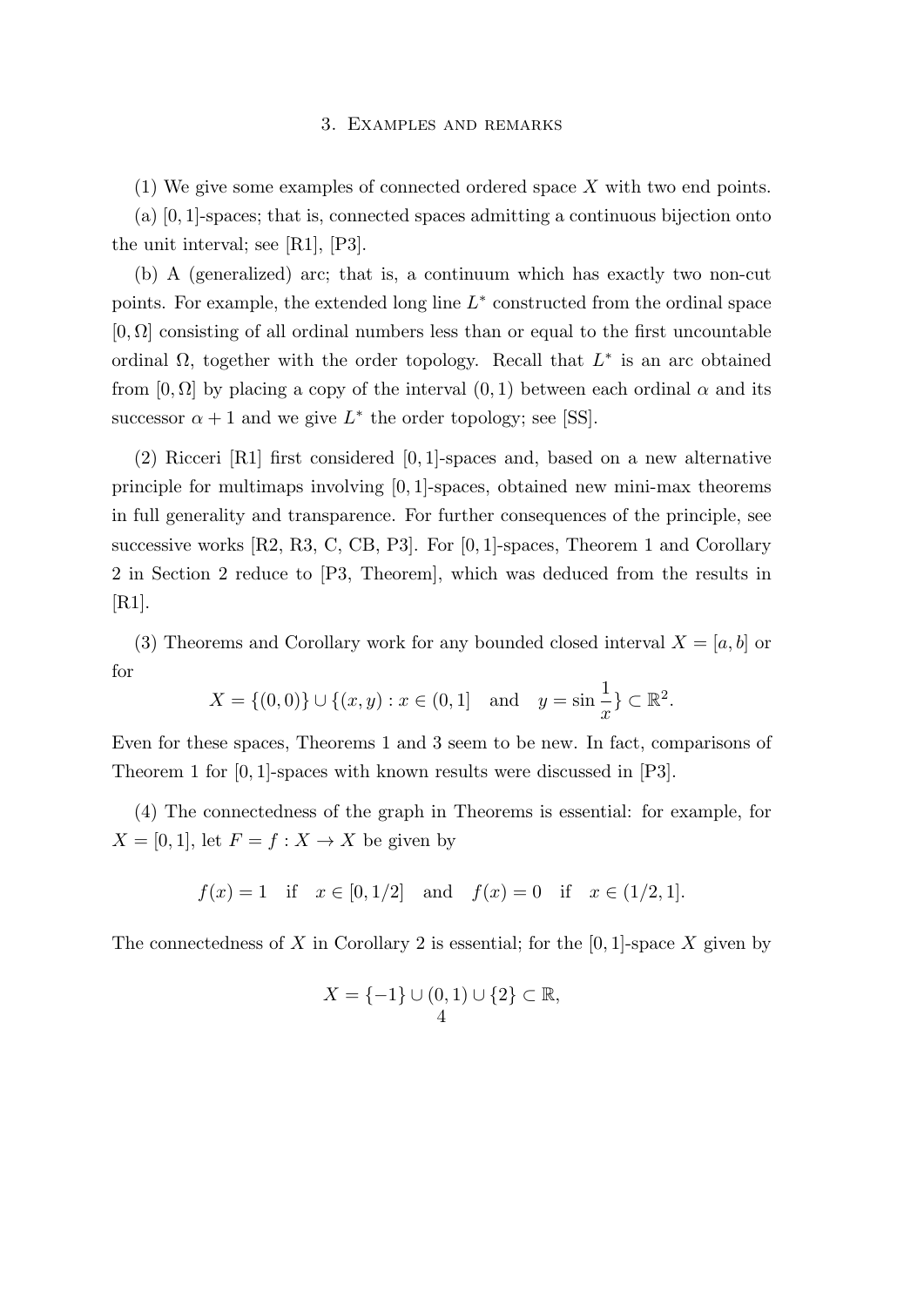## 3. Examples and remarks

(1) We give some examples of connected ordered space $X$ with two end points.

(a) $[0,1]$-spaces; that is, connected spaces admitting a continuous bijection onto the unit interval; see [R1], [P3].

(b) A (generalized) arc; that is, a continuum which has exactly two non-cut points. For example, the extended long line $L^*$ constructed from the ordinal space $[0,\Omega]$ consisting of all ordinal numbers less than or equal to the first uncountable ordinal $\Omega$, together with the order topology. Recall that $L^*$ is an arc obtained from $[0,\Omega]$ by placing a copy of the interval $(0,1)$ between each ordinal $\alpha$ and its successor $\alpha+1$ and we give $L^*$ the order topology; see [SS].

(2) Ricceri [R1] first considered $[0,1]$-spaces and, based on a new alternative principle for multimaps involving $[0,1]$-spaces, obtained new mini-max theorems in full generality and transparence. For further consequences of the principle, see successive works [R2, R3, C, CB, P3]. For $[0,1]$-spaces, Theorem 1 and Corollary 2 in Section 2 reduce to [P3, Theorem], which was deduced from the results in [R1].

(3) Theorems and Corollary work for any bounded closed interval $X=[a,b]$ or for

$$X=\{(0,0)\}\cup\{(x,y): x\in(0,1] \quad \text{and} \quad y=\sin\frac{1}{x}\}\subset\mathbb{R}^2.$$

Even for these spaces, Theorems 1 and 3 seem to be new. In fact, comparisons of Theorem 1 for $[0,1]$-spaces with known results were discussed in [P3].

(4) The connectedness of the graph in Theorems is essential: for example, for $X=[0,1]$, let $F=f: X\to X$ be given by

$$f(x)=1 \quad \text{if} \quad x\in[0,1/2] \quad \text{and} \quad f(x)=0 \quad \text{if} \quad x\in(1/2,1].$$

The connectedness of $X$ in Corollary 2 is essential; for the $[0,1]$-space $X$ given by

$$X=\{-1\}\cup(0,1)\cup\{2\}\subset\mathbb{R},$$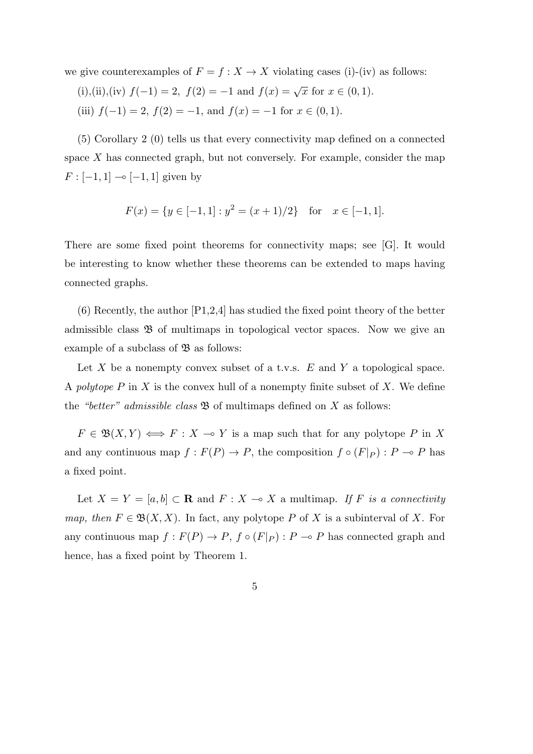we give counterexamples of $F = f : X \to X$ violating cases (i)-(iv) as follows:

(i),(ii),(iv) $f(-1) = 2,\ f(2) = -1$ and $f(x) = \sqrt{x}$ for $x \in (0,1)$.

(iii) $f(-1) = 2,\ f(2) = -1$, and $f(x) = -1$ for $x \in (0,1)$.

(5) Corollary 2 (0) tells us that every connectivity map defined on a connected space $X$ has connected graph, but not conversely. For example, consider the map $F : [-1,1] \multimap [-1,1]$ given by

$$F(x) = \{y \in [-1,1] : y^2 = (x+1)/2\} \quad \text{for} \quad x \in [-1,1].$$

There are some fixed point theorems for connectivity maps; see [G]. It would be interesting to know whether these theorems can be extended to maps having connected graphs.

(6) Recently, the author [P1,2,4] has studied the fixed point theory of the better admissible class $\mathfrak{B}$ of multimaps in topological vector spaces. Now we give an example of a subclass of $\mathfrak{B}$ as follows:

Let $X$ be a nonempty convex subset of a t.v.s. $E$ and $Y$ a topological space. A *polytope* $P$ in $X$ is the convex hull of a nonempty finite subset of $X$. We define the *"better" admissible class* $\mathfrak{B}$ of multimaps defined on $X$ as follows:

$F \in \mathfrak{B}(X,Y) \iff F : X \multimap Y$ is a map such that for any polytope $P$ in $X$ and any continuous map $f : F(P) \to P$, the composition $f \circ (F|_P) : P \multimap P$ has a fixed point.

Let $X = Y = [a,b] \subset \mathbf{R}$ and $F : X \multimap X$ a multimap. *If $F$ is a connectivity map, then* $F \in \mathfrak{B}(X,X)$. In fact, any polytope $P$ of $X$ is a subinterval of $X$. For any continuous map $f : F(P) \to P$, $f \circ (F|_P) : P \multimap P$ has connected graph and hence, has a fixed point by Theorem 1.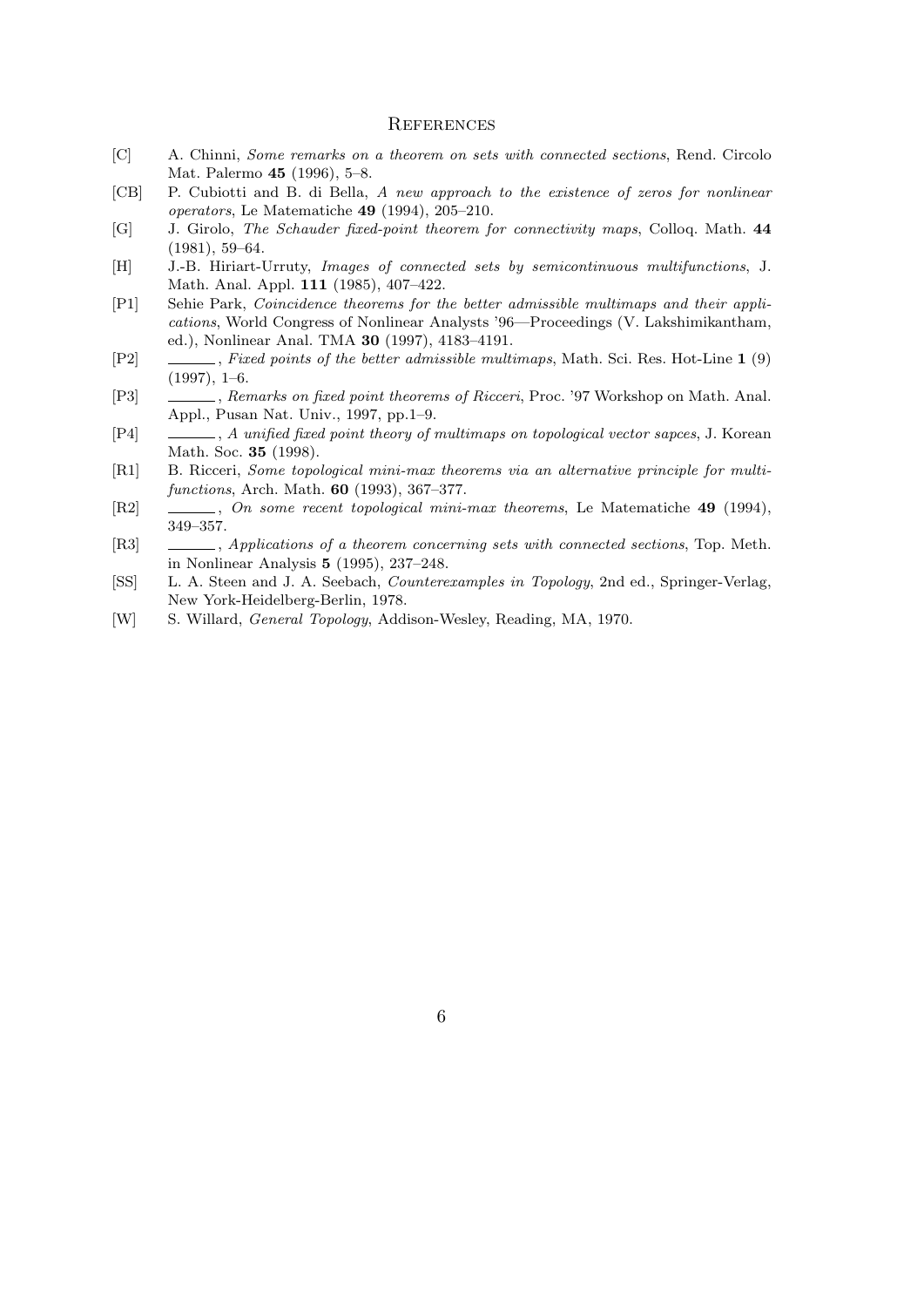# References

[C] A. Chinni, *Some remarks on a theorem on sets with connected sections*, Rend. Circolo Mat. Palermo **45** (1996), 5–8.

[CB] P. Cubiotti and B. di Bella, *A new approach to the existence of zeros for nonlinear operators*, Le Matematiche **49** (1994), 205–210.

[G] J. Girolo, *The Schauder fixed-point theorem for connectivity maps*, Colloq. Math. **44** (1981), 59–64.

[H] J.-B. Hiriart-Urruty, *Images of connected sets by semicontinuous multifunctions*, J. Math. Anal. Appl. **111** (1985), 407–422.

[P1] Sehie Park, *Coincidence theorems for the better admissible multimaps and their applications*, World Congress of Nonlinear Analysts '96—Proceedings (V. Lakshimikantham, ed.), Nonlinear Anal. TMA **30** (1997), 4183–4191.

[P2] ______, *Fixed points of the better admissible multimaps*, Math. Sci. Res. Hot-Line **1** (9) (1997), 1–6.

[P3] ______, *Remarks on fixed point theorems of Ricceri*, Proc. '97 Workshop on Math. Anal. Appl., Pusan Nat. Univ., 1997, pp.1–9.

[P4] ______, *A unified fixed point theory of multimaps on topological vector sapces*, J. Korean Math. Soc. **35** (1998).

[R1] B. Ricceri, *Some topological mini-max theorems via an alternative principle for multifunctions*, Arch. Math. **60** (1993), 367–377.

[R2] ______, *On some recent topological mini-max theorems*, Le Matematiche **49** (1994), 349–357.

[R3] ______, *Applications of a theorem concerning sets with connected sections*, Top. Meth. in Nonlinear Analysis **5** (1995), 237–248.

[SS] L. A. Steen and J. A. Seebach, *Counterexamples in Topology*, 2nd ed., Springer-Verlag, New York-Heidelberg-Berlin, 1978.

[W] S. Willard, *General Topology*, Addison-Wesley, Reading, MA, 1970.